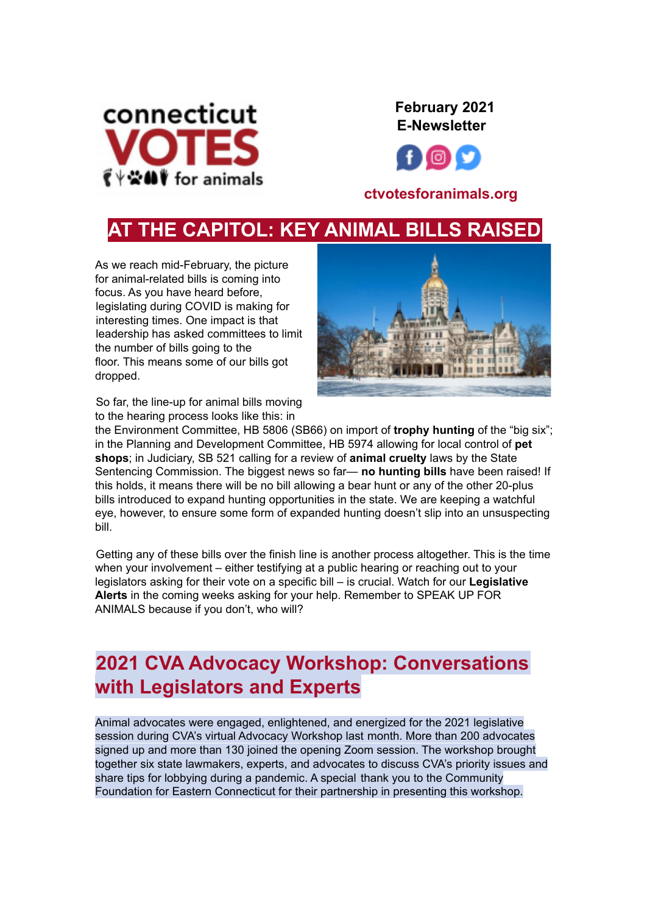connecticut VOTES for animals

**February 2021 E-Newsletter**

**ctvotesforanimals.org**

# AT THE CAPITOL: KEY ANIMAL BILLS RAISED

As we reach mid-February, the picture for animal-related bills is coming into focus. As you have heard before, legislating during COVID is making for interesting times. One impact is that leadership has asked committees to limit the number of bills going to the floor. This means some of our bills got dropped.

So far, the line-up for animal bills moving to the hearing process looks like this: in the Environment Committee, HB 5806 (SB66) on import of **trophy hunting** of the "big six"; in the Planning and Development Committee, HB 5974 allowing for local control of **pet shops**; in Judiciary, SB 521 calling for a review of **animal cruelty** laws by the State Sentencing Commission. The biggest news so far— **no hunting bills** have been raised! If this holds, it means there will be no bill allowing a bear hunt or any of the other 20-plus bills introduced to expand hunting opportunities in the state. We are keeping a watchful eye, however, to ensure some form of expanded hunting doesn't slip into an unsuspecting bill.

Getting any of these bills over the finish line is another process altogether. This is the time when your involvement – either testifying at a public hearing or reaching out to your legislators asking for their vote on a specific bill – is crucial. Watch for our **Legislative Alerts** in the coming weeks asking for your help. Remember to SPEAK UP FOR ANIMALS because if you don't, who will?

## 2021 CVA Advocacy Workshop: Conversations with Legislators and Experts

Animal advocates were engaged, enlightened, and energized for the 2021 legislative session during CVA's virtual Advocacy Workshop last month. More than 200 advocates signed up and more than 130 joined the opening Zoom session. The workshop brought together six state lawmakers, experts, and advocates to discuss CVA's priority issues and share tips for lobbying during a pandemic. A special thank you to the Community Foundation for Eastern Connecticut for their partnership in presenting this workshop.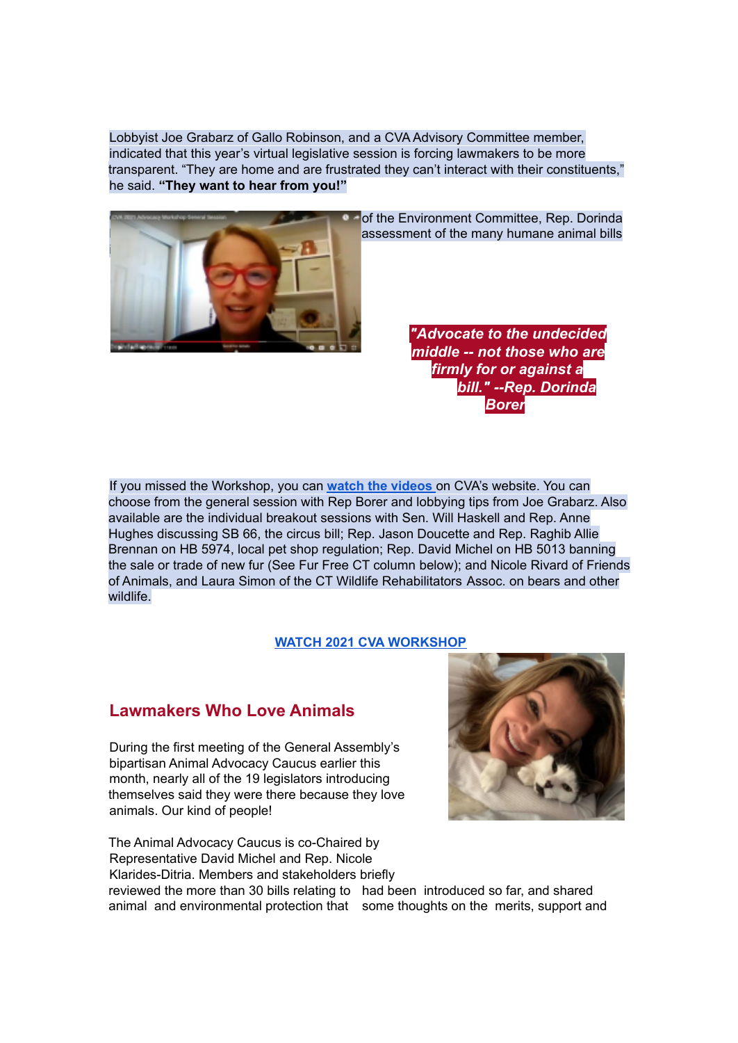Lobbyist Joe Grabarz of Gallo Robinson, and a CVA Advisory Committee member, indicated that this year's virtual legislative session is forcing lawmakers to be more transparent. "They are home and are frustrated they can't interact with their constituents," he said. **"They want to hear from you!"**

of the Environment Committee, Rep. Dorinda assessment of the many humane animal bills

***"Advocate to the undecided middle -- not those who are firmly for or against a bill." --Rep. Dorinda Borer***

If you missed the Workshop, you can **[watch the videos](#)** on CVA's website. You can choose from the general session with Rep Borer and lobbying tips from Joe Grabarz. Also available are the individual breakout sessions with Sen. Will Haskell and Rep. Anne Hughes discussing SB 66, the circus bill; Rep. Jason Doucette and Rep. Raghib Allie Brennan on HB 5974, local pet shop regulation; Rep. David Michel on HB 5013 banning the sale or trade of new fur (See Fur Free CT column below); and Nicole Rivard of Friends of Animals, and Laura Simon of the CT Wildlife Rehabilitators Assoc. on bears and other wildlife.

**[WATCH 2021 CVA WORKSHOP](#)**

## Lawmakers Who Love Animals

During the first meeting of the General Assembly's bipartisan Animal Advocacy Caucus earlier this month, nearly all of the 19 legislators introducing themselves said they were there because they love animals. Our kind of people!

The Animal Advocacy Caucus is co-Chaired by Representative David Michel and Rep. Nicole Klarides-Ditria. Members and stakeholders briefly reviewed the more than 30 bills relating to animal and environmental protection that had been introduced so far, and shared some thoughts on the merits, support and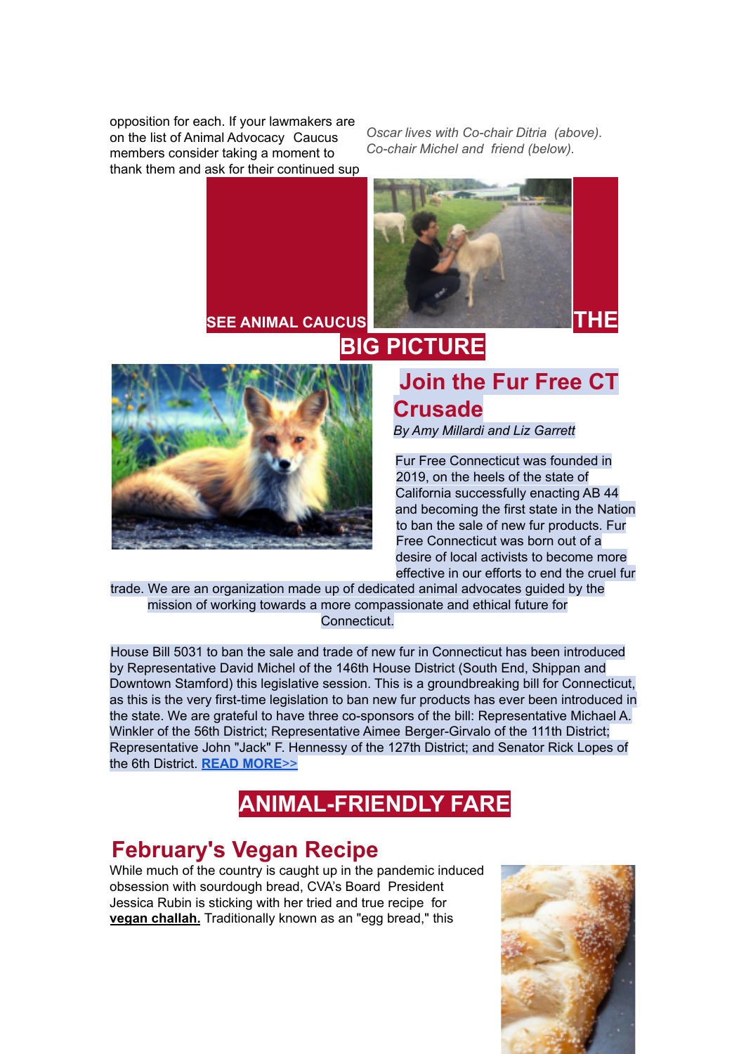opposition for each. If your lawmakers are on the list of Animal Advocacy Caucus members consider taking a moment to thank them and ask for their continued sup

*Oscar lives with Co-chair Ditria (above). Co-chair Michel and friend (below).*

**SEE ANIMAL CAUCUS**

## THE BIG PICTURE

### Join the Fur Free CT Crusade

*By Amy Millardi and Liz Garrett*

Fur Free Connecticut was founded in 2019, on the heels of the state of California successfully enacting AB 44 and becoming the first state in the Nation to ban the sale of new fur products. Fur Free Connecticut was born out of a desire of local activists to become more effective in our efforts to end the cruel fur trade. We are an organization made up of dedicated animal advocates guided by the mission of working towards a more compassionate and ethical future for Connecticut.

House Bill 5031 to ban the sale and trade of new fur in Connecticut has been introduced by Representative David Michel of the 146th House District (South End, Shippan and Downtown Stamford) this legislative session. This is a groundbreaking bill for Connecticut, as this is the very first-time legislation to ban new fur products has ever been introduced in the state. We are grateful to have three co-sponsors of the bill: Representative Michael A. Winkler of the 56th District; Representative Aimee Berger-Girvalo of the 111th District; Representative John "Jack" F. Hennessy of the 127th District; and Senator Rick Lopes of the 6th District. **READ MORE>>**

## ANIMAL-FRIENDLY FARE

### February's Vegan Recipe

While much of the country is caught up in the pandemic induced obsession with sourdough bread, CVA's Board President Jessica Rubin is sticking with her tried and true recipe for **vegan challah.** Traditionally known as an "egg bread," this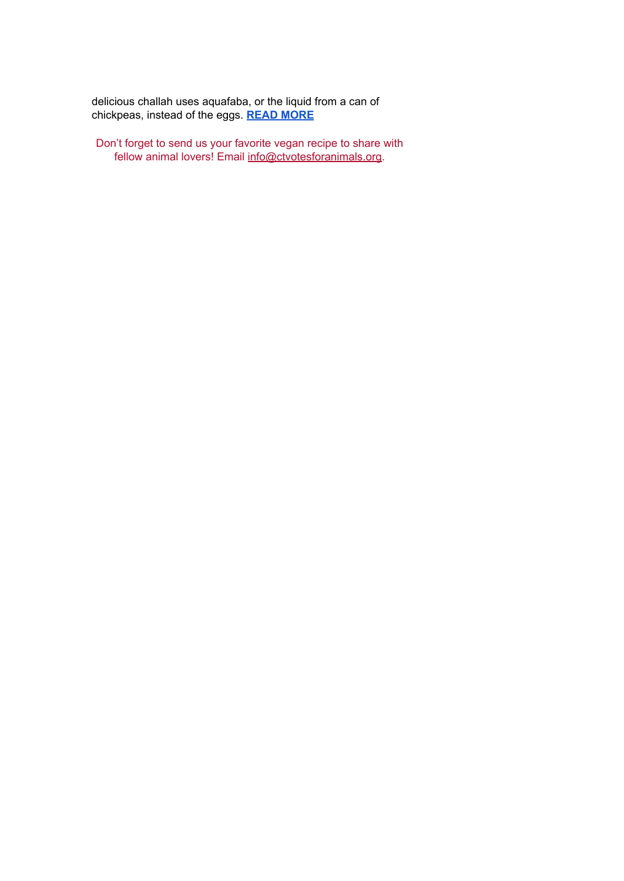delicious challah uses aquafaba, or the liquid from a can of chickpeas, instead of the eggs. **READ MORE**

Don't forget to send us your favorite vegan recipe to share with fellow animal lovers! Email info@ctvotesforanimals.org.